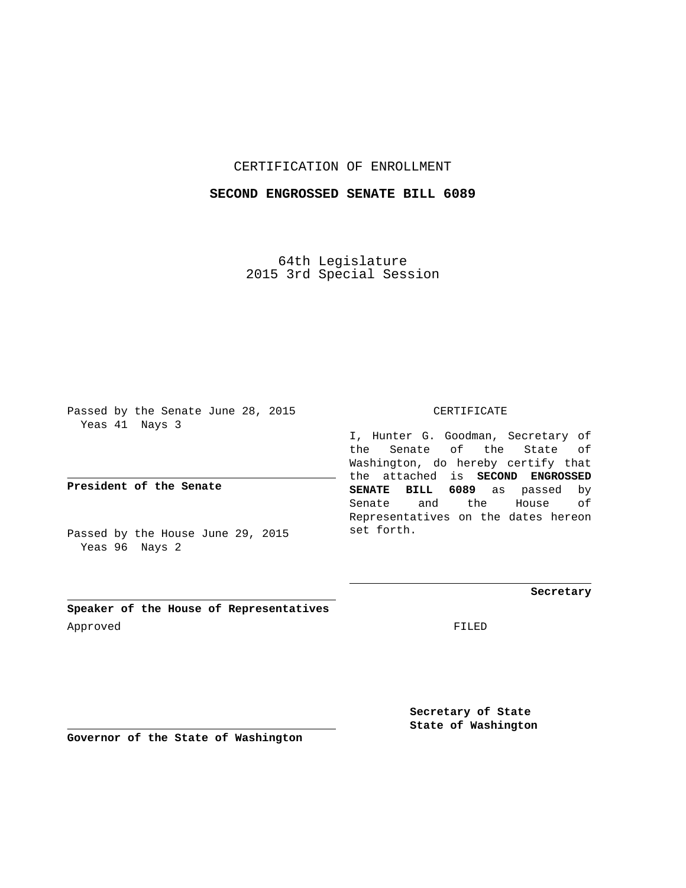CERTIFICATION OF ENROLLMENT

**SECOND ENGROSSED SENATE BILL 6089**

64th Legislature
2015 3rd Special Session

Passed by the Senate June 28, 2015
Yeas 41 Nays 3

**President of the Senate**

Passed by the House June 29, 2015
Yeas 96 Nays 2

**Speaker of the House of Representatives**

Approved

**Governor of the State of Washington**

CERTIFICATE

I, Hunter G. Goodman, Secretary of the Senate of the State of Washington, do hereby certify that the attached is **SECOND ENGROSSED SENATE BILL 6089** as passed by Senate and the House of Representatives on the dates hereon set forth.

**Secretary**

FILED

**Secretary of State**
**State of Washington**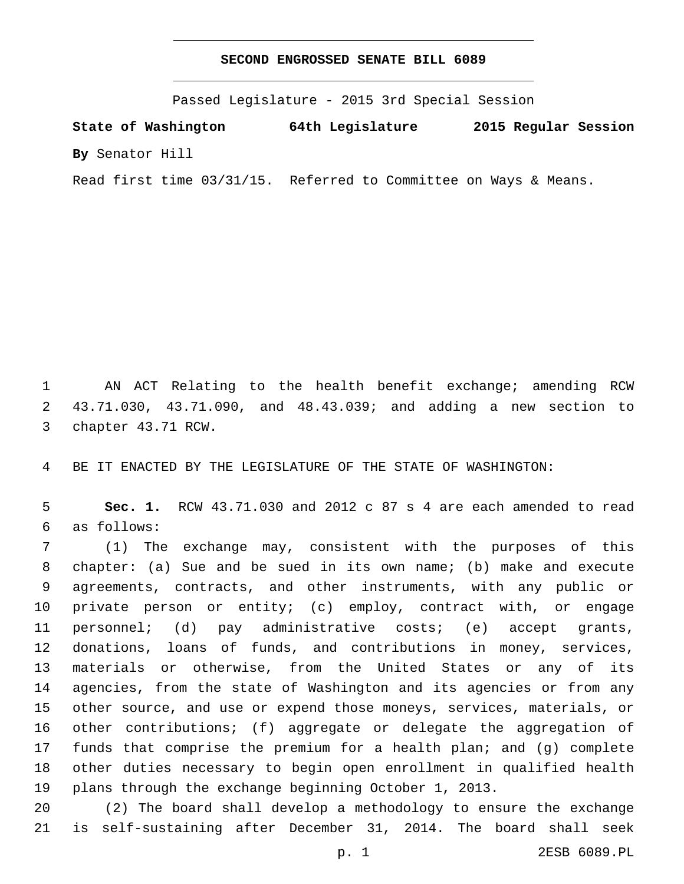# SECOND ENGROSSED SENATE BILL 6089

Passed Legislature - 2015 3rd Special Session

**State of Washington** **64th Legislature** **2015 Regular Session**

**By** Senator Hill

Read first time 03/31/15. Referred to Committee on Ways & Means.

AN ACT Relating to the health benefit exchange; amending RCW 43.71.030, 43.71.090, and 48.43.039; and adding a new section to chapter 43.71 RCW.

BE IT ENACTED BY THE LEGISLATURE OF THE STATE OF WASHINGTON:

**Sec. 1.** RCW 43.71.030 and 2012 c 87 s 4 are each amended to read as follows:

(1) The exchange may, consistent with the purposes of this chapter: (a) Sue and be sued in its own name; (b) make and execute agreements, contracts, and other instruments, with any public or private person or entity; (c) employ, contract with, or engage personnel; (d) pay administrative costs; (e) accept grants, donations, loans of funds, and contributions in money, services, materials or otherwise, from the United States or any of its agencies, from the state of Washington and its agencies or from any other source, and use or expend those moneys, services, materials, or other contributions; (f) aggregate or delegate the aggregation of funds that comprise the premium for a health plan; and (g) complete other duties necessary to begin open enrollment in qualified health plans through the exchange beginning October 1, 2013.

(2) The board shall develop a methodology to ensure the exchange is self-sustaining after December 31, 2014. The board shall seek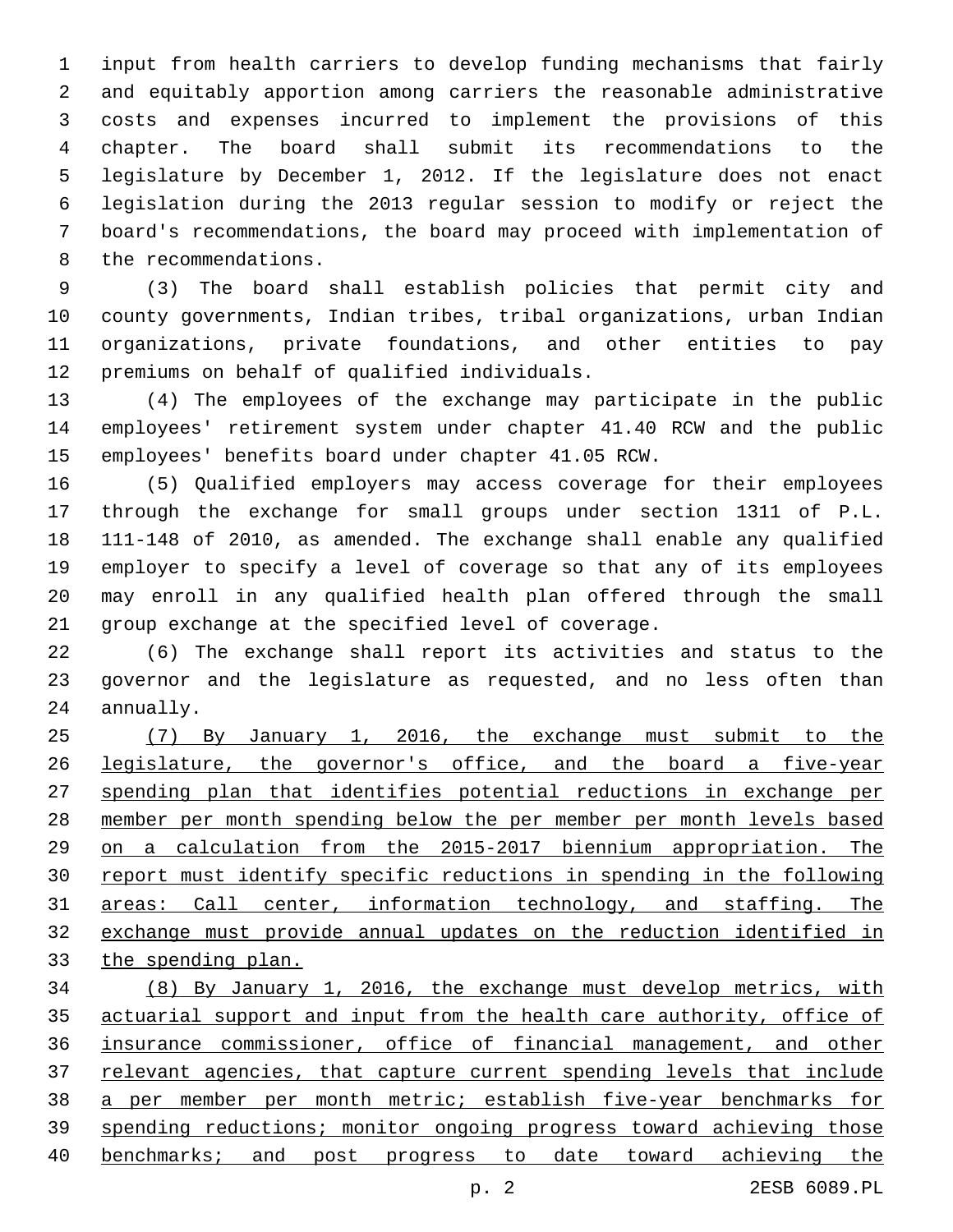input from health carriers to develop funding mechanisms that fairly and equitably apportion among carriers the reasonable administrative costs and expenses incurred to implement the provisions of this chapter. The board shall submit its recommendations to the legislature by December 1, 2012. If the legislature does not enact legislation during the 2013 regular session to modify or reject the board's recommendations, the board may proceed with implementation of the recommendations.

(3) The board shall establish policies that permit city and county governments, Indian tribes, tribal organizations, urban Indian organizations, private foundations, and other entities to pay premiums on behalf of qualified individuals.

(4) The employees of the exchange may participate in the public employees' retirement system under chapter 41.40 RCW and the public employees' benefits board under chapter 41.05 RCW.

(5) Qualified employers may access coverage for their employees through the exchange for small groups under section 1311 of P.L. 111-148 of 2010, as amended. The exchange shall enable any qualified employer to specify a level of coverage so that any of its employees may enroll in any qualified health plan offered through the small group exchange at the specified level of coverage.

(6) The exchange shall report its activities and status to the governor and the legislature as requested, and no less often than annually.

<u>(7) By January 1, 2016, the exchange must submit to the legislature, the governor's office, and the board a five-year spending plan that identifies potential reductions in exchange per member per month spending below the per member per month levels based on a calculation from the 2015-2017 biennium appropriation. The report must identify specific reductions in spending in the following areas: Call center, information technology, and staffing. The exchange must provide annual updates on the reduction identified in the spending plan.</u>

<u>(8) By January 1, 2016, the exchange must develop metrics, with actuarial support and input from the health care authority, office of insurance commissioner, office of financial management, and other relevant agencies, that capture current spending levels that include a per member per month metric; establish five-year benchmarks for spending reductions; monitor ongoing progress toward achieving those benchmarks; and post progress to date toward achieving the</u>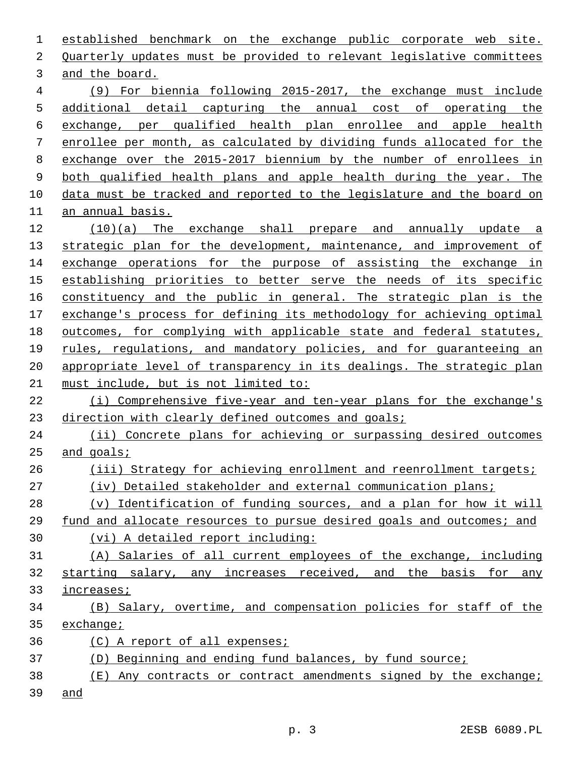established benchmark on the exchange public corporate web site. Quarterly updates must be provided to relevant legislative committees and the board.

(9) For biennia following 2015-2017, the exchange must include additional detail capturing the annual cost of operating the exchange, per qualified health plan enrollee and apple health enrollee per month, as calculated by dividing funds allocated for the exchange over the 2015-2017 biennium by the number of enrollees in both qualified health plans and apple health during the year. The data must be tracked and reported to the legislature and the board on an annual basis.

(10)(a) The exchange shall prepare and annually update a strategic plan for the development, maintenance, and improvement of exchange operations for the purpose of assisting the exchange in establishing priorities to better serve the needs of its specific constituency and the public in general. The strategic plan is the exchange's process for defining its methodology for achieving optimal outcomes, for complying with applicable state and federal statutes, rules, regulations, and mandatory policies, and for guaranteeing an appropriate level of transparency in its dealings. The strategic plan must include, but is not limited to:

(i) Comprehensive five-year and ten-year plans for the exchange's direction with clearly defined outcomes and goals;

(ii) Concrete plans for achieving or surpassing desired outcomes and goals;

(iii) Strategy for achieving enrollment and reenrollment targets;

(iv) Detailed stakeholder and external communication plans;

(v) Identification of funding sources, and a plan for how it will fund and allocate resources to pursue desired goals and outcomes; and

(vi) A detailed report including:

(A) Salaries of all current employees of the exchange, including starting salary, any increases received, and the basis for any increases;

(B) Salary, overtime, and compensation policies for staff of the exchange;

(C) A report of all expenses;

(D) Beginning and ending fund balances, by fund source;

(E) Any contracts or contract amendments signed by the exchange; and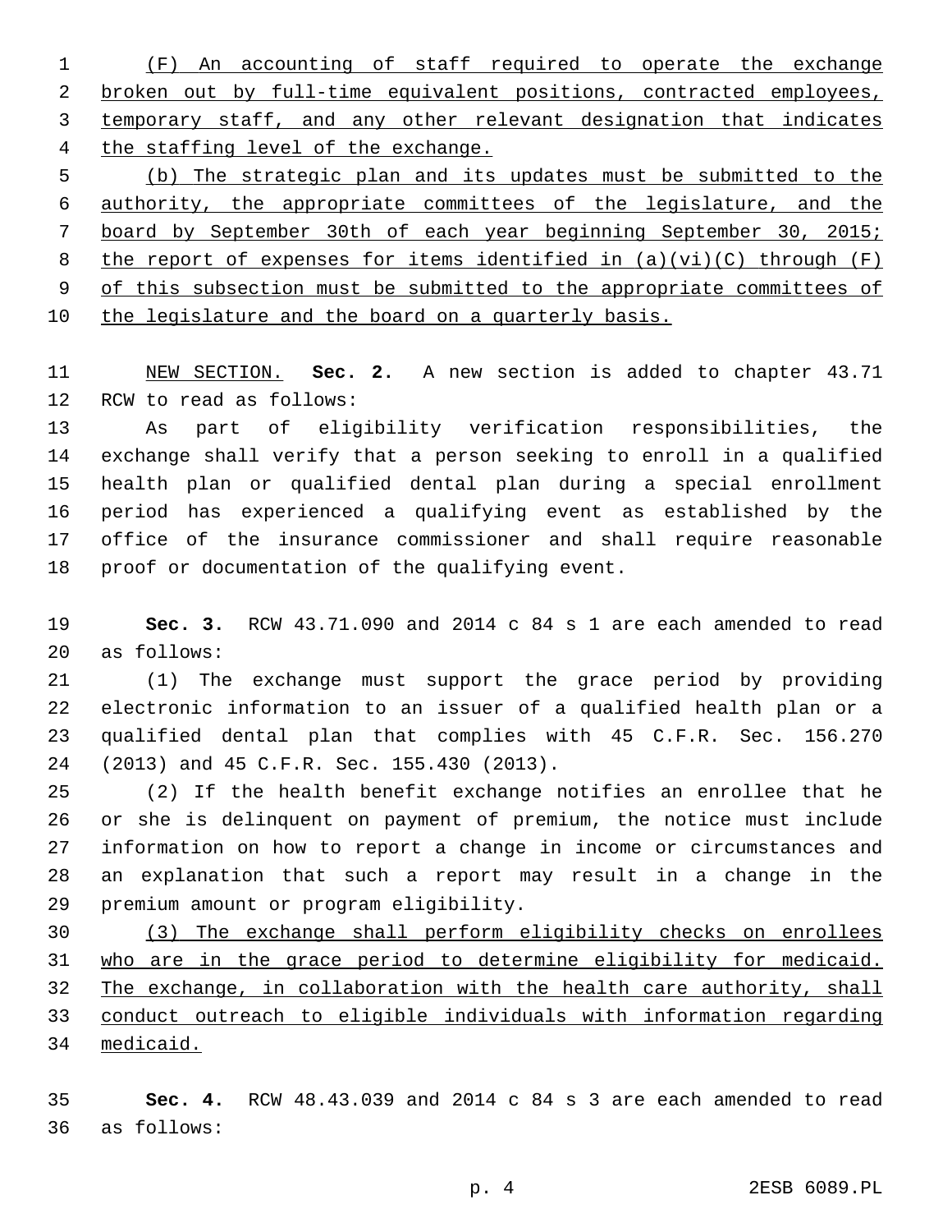(F) An accounting of staff required to operate the exchange broken out by full-time equivalent positions, contracted employees, temporary staff, and any other relevant designation that indicates the staffing level of the exchange.

(b) The strategic plan and its updates must be submitted to the authority, the appropriate committees of the legislature, and the board by September 30th of each year beginning September 30, 2015; the report of expenses for items identified in (a)(vi)(C) through (F) of this subsection must be submitted to the appropriate committees of the legislature and the board on a quarterly basis.

NEW SECTION. **Sec. 2.** A new section is added to chapter 43.71 RCW to read as follows:

As part of eligibility verification responsibilities, the exchange shall verify that a person seeking to enroll in a qualified health plan or qualified dental plan during a special enrollment period has experienced a qualifying event as established by the office of the insurance commissioner and shall require reasonable proof or documentation of the qualifying event.

**Sec. 3.** RCW 43.71.090 and 2014 c 84 s 1 are each amended to read as follows:

(1) The exchange must support the grace period by providing electronic information to an issuer of a qualified health plan or a qualified dental plan that complies with 45 C.F.R. Sec. 156.270 (2013) and 45 C.F.R. Sec. 155.430 (2013).

(2) If the health benefit exchange notifies an enrollee that he or she is delinquent on payment of premium, the notice must include information on how to report a change in income or circumstances and an explanation that such a report may result in a change in the premium amount or program eligibility.

(3) The exchange shall perform eligibility checks on enrollees who are in the grace period to determine eligibility for medicaid. The exchange, in collaboration with the health care authority, shall conduct outreach to eligible individuals with information regarding medicaid.

**Sec. 4.** RCW 48.43.039 and 2014 c 84 s 3 are each amended to read as follows: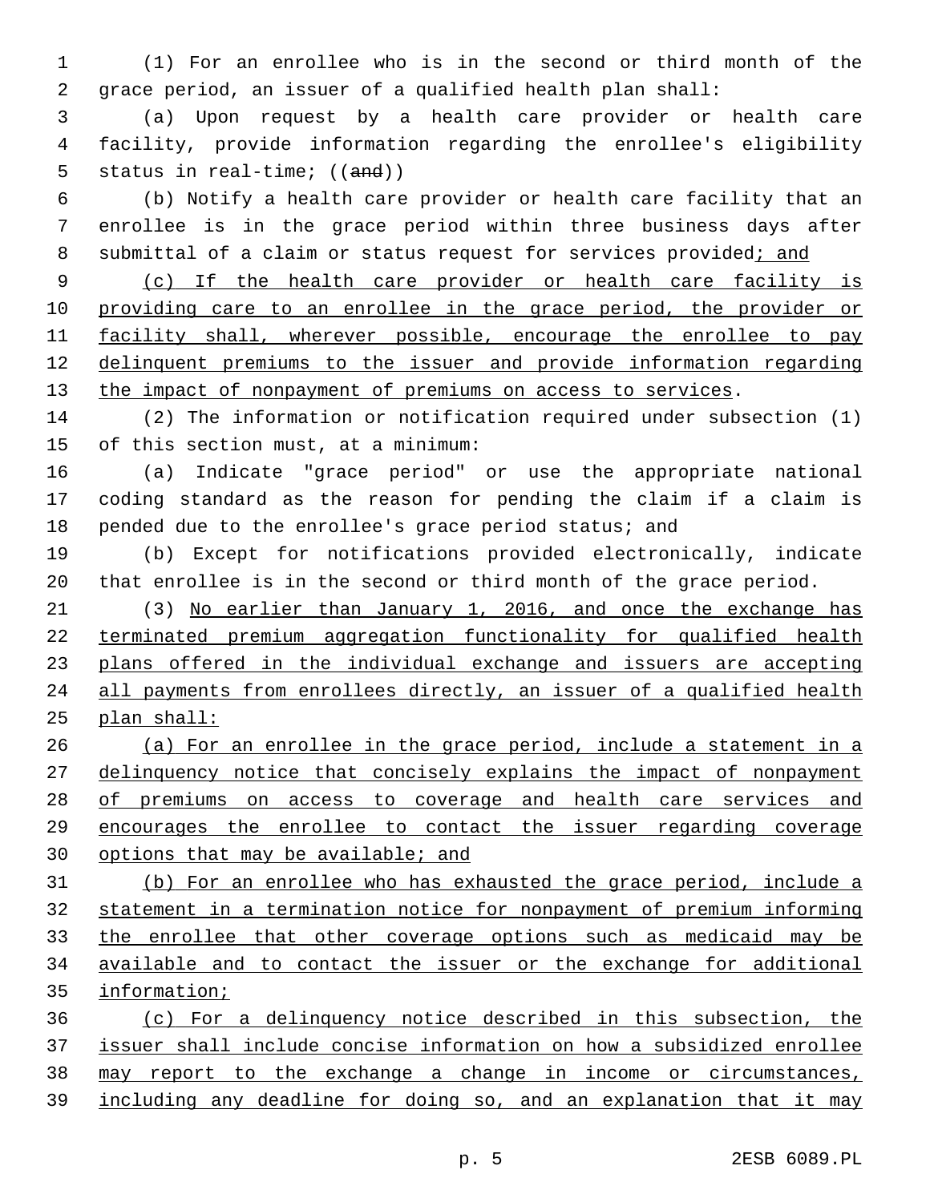(1) For an enrollee who is in the second or third month of the grace period, an issuer of a qualified health plan shall:

(a) Upon request by a health care provider or health care facility, provide information regarding the enrollee's eligibility status in real-time; ((and))

(b) Notify a health care provider or health care facility that an enrollee is in the grace period within three business days after submittal of a claim or status request for services provided; and

(c) If the health care provider or health care facility is providing care to an enrollee in the grace period, the provider or facility shall, wherever possible, encourage the enrollee to pay delinquent premiums to the issuer and provide information regarding the impact of nonpayment of premiums on access to services.

(2) The information or notification required under subsection (1) of this section must, at a minimum:

(a) Indicate "grace period" or use the appropriate national coding standard as the reason for pending the claim if a claim is pended due to the enrollee's grace period status; and

(b) Except for notifications provided electronically, indicate that enrollee is in the second or third month of the grace period.

(3) No earlier than January 1, 2016, and once the exchange has terminated premium aggregation functionality for qualified health plans offered in the individual exchange and issuers are accepting all payments from enrollees directly, an issuer of a qualified health plan shall:

(a) For an enrollee in the grace period, include a statement in a delinquency notice that concisely explains the impact of nonpayment of premiums on access to coverage and health care services and encourages the enrollee to contact the issuer regarding coverage options that may be available; and

(b) For an enrollee who has exhausted the grace period, include a statement in a termination notice for nonpayment of premium informing the enrollee that other coverage options such as medicaid may be available and to contact the issuer or the exchange for additional information;

(c) For a delinquency notice described in this subsection, the issuer shall include concise information on how a subsidized enrollee may report to the exchange a change in income or circumstances, including any deadline for doing so, and an explanation that it may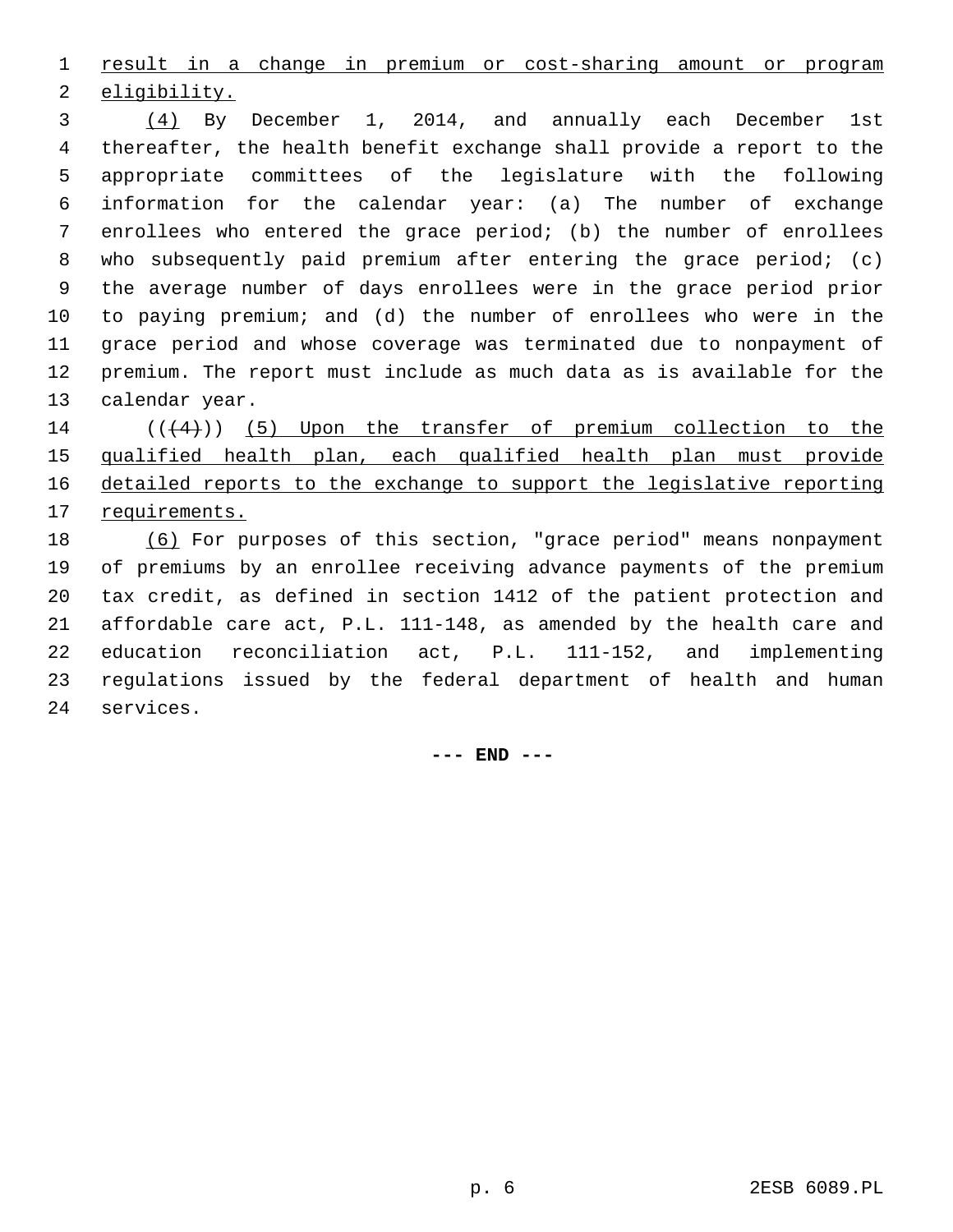result in a change in premium or cost-sharing amount or program eligibility.

(4) By December 1, 2014, and annually each December 1st thereafter, the health benefit exchange shall provide a report to the appropriate committees of the legislature with the following information for the calendar year: (a) The number of exchange enrollees who entered the grace period; (b) the number of enrollees who subsequently paid premium after entering the grace period; (c) the average number of days enrollees were in the grace period prior to paying premium; and (d) the number of enrollees who were in the grace period and whose coverage was terminated due to nonpayment of premium. The report must include as much data as is available for the calendar year.

(((4))) (5) Upon the transfer of premium collection to the qualified health plan, each qualified health plan must provide detailed reports to the exchange to support the legislative reporting requirements.

(6) For purposes of this section, "grace period" means nonpayment of premiums by an enrollee receiving advance payments of the premium tax credit, as defined in section 1412 of the patient protection and affordable care act, P.L. 111-148, as amended by the health care and education reconciliation act, P.L. 111-152, and implementing regulations issued by the federal department of health and human services.

**--- END ---**